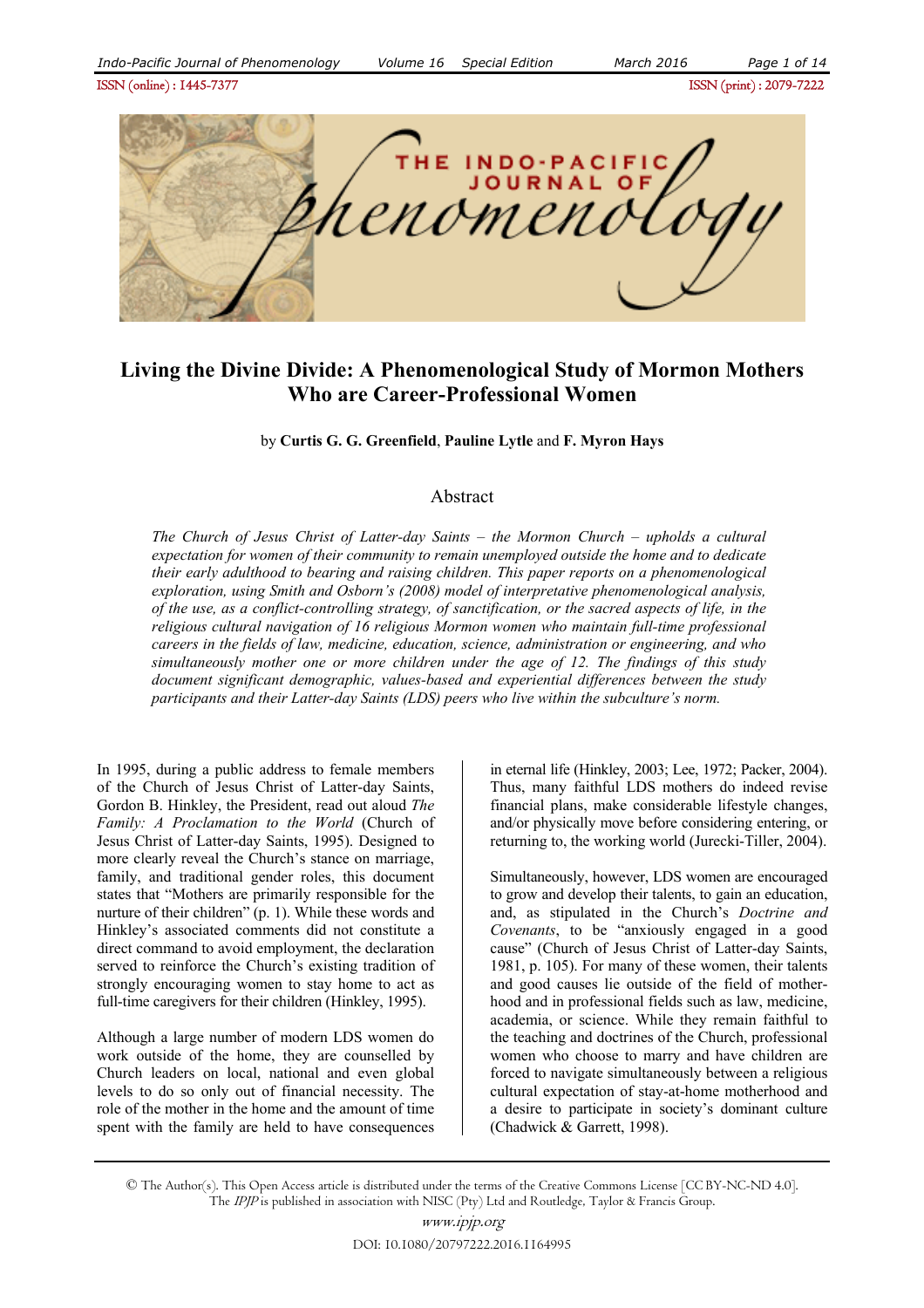# Living the Divine Divide: A Phenomenological Study of Mormon Mothers Who are Career-Professional Women

by **Curtis G. G. Greenfield**, **Pauline Lytle** and **F. Myron Hays**

## Abstract

*The Church of Jesus Christ of Latter-day Saints – the Mormon Church – upholds a cultural expectation for women of their community to remain unemployed outside the home and to dedicate their early adulthood to bearing and raising children. This paper reports on a phenomenological exploration, using Smith and Osborn's (2008) model of interpretative phenomenological analysis, of the use, as a conflict-controlling strategy, of sanctification, or the sacred aspects of life, in the religious cultural navigation of 16 religious Mormon women who maintain full-time professional careers in the fields of law, medicine, education, science, administration or engineering, and who simultaneously mother one or more children under the age of 12. The findings of this study document significant demographic, values-based and experiential differences between the study participants and their Latter-day Saints (LDS) peers who live within the subculture's norm.*

In 1995, during a public address to female members of the Church of Jesus Christ of Latter-day Saints, Gordon B. Hinkley, the President, read out aloud *The Family: A Proclamation to the World* (Church of Jesus Christ of Latter-day Saints, 1995). Designed to more clearly reveal the Church's stance on marriage, family, and traditional gender roles, this document states that "Mothers are primarily responsible for the nurture of their children" (p. 1). While these words and Hinkley's associated comments did not constitute a direct command to avoid employment, the declaration served to reinforce the Church's existing tradition of strongly encouraging women to stay home to act as full-time caregivers for their children (Hinkley, 1995).

Although a large number of modern LDS women do work outside of the home, they are counselled by Church leaders on local, national and even global levels to do so only out of financial necessity. The role of the mother in the home and the amount of time spent with the family are held to have consequences in eternal life (Hinkley, 2003; Lee, 1972; Packer, 2004). Thus, many faithful LDS mothers do indeed revise financial plans, make considerable lifestyle changes, and/or physically move before considering entering, or returning to, the working world (Jurecki-Tiller, 2004).

Simultaneously, however, LDS women are encouraged to grow and develop their talents, to gain an education, and, as stipulated in the Church's *Doctrine and Covenants*, to be "anxiously engaged in a good cause" (Church of Jesus Christ of Latter-day Saints, 1981, p. 105). For many of these women, their talents and good causes lie outside of the field of motherhood and in professional fields such as law, medicine, academia, or science. While they remain faithful to the teaching and doctrines of the Church, professional women who choose to marry and have children are forced to navigate simultaneously between a religious cultural expectation of stay-at-home motherhood and a desire to participate in society's dominant culture (Chadwick & Garrett, 1998).

© The Author(s). This Open Access article is distributed under the terms of the Creative Commons License [CC BY-NC-ND 4.0]. The *IPJP* is published in association with NISC (Pty) Ltd and Routledge, Taylor & Francis Group.

*www.ipjp.org*

DOI: 10.1080/20797222.2016.1164995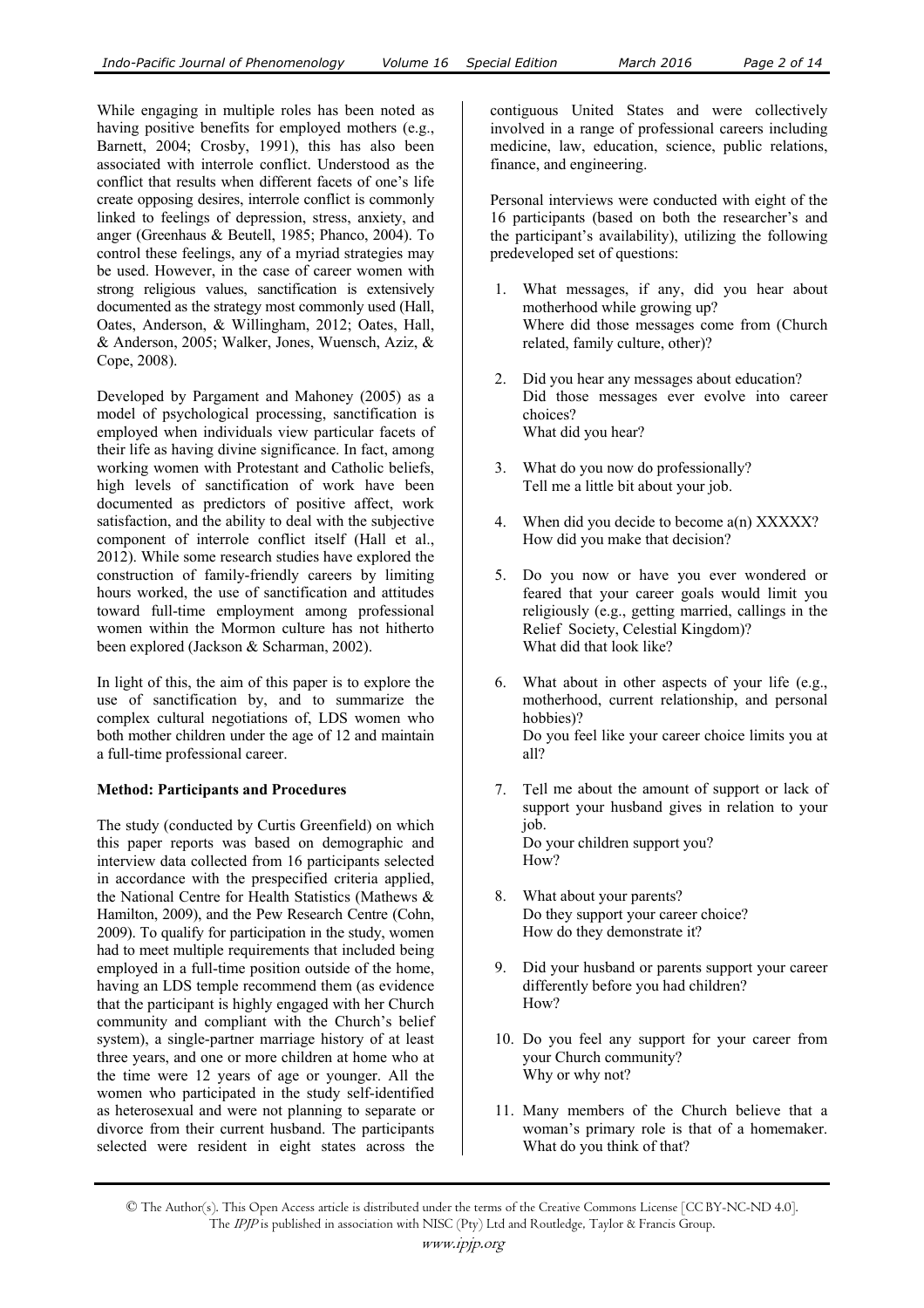While engaging in multiple roles has been noted as having positive benefits for employed mothers (e.g., Barnett, 2004; Crosby, 1991), this has also been associated with interrole conflict. Understood as the conflict that results when different facets of one's life create opposing desires, interrole conflict is commonly linked to feelings of depression, stress, anxiety, and anger (Greenhaus & Beutell, 1985; Phanco, 2004). To control these feelings, any of a myriad strategies may be used. However, in the case of career women with strong religious values, sanctification is extensively documented as the strategy most commonly used (Hall, Oates, Anderson, & Willingham, 2012; Oates, Hall, & Anderson, 2005; Walker, Jones, Wuensch, Aziz, & Cope, 2008).

Developed by Pargament and Mahoney (2005) as a model of psychological processing, sanctification is employed when individuals view particular facets of their life as having divine significance. In fact, among working women with Protestant and Catholic beliefs, high levels of sanctification of work have been documented as predictors of positive affect, work satisfaction, and the ability to deal with the subjective component of interrole conflict itself (Hall et al., 2012). While some research studies have explored the construction of family-friendly careers by limiting hours worked, the use of sanctification and attitudes toward full-time employment among professional women within the Mormon culture has not hitherto been explored (Jackson & Scharman, 2002).

In light of this, the aim of this paper is to explore the use of sanctification by, and to summarize the complex cultural negotiations of, LDS women who both mother children under the age of 12 and maintain a full-time professional career.

**Method: Participants and Procedures**

The study (conducted by Curtis Greenfield) on which this paper reports was based on demographic and interview data collected from 16 participants selected in accordance with the prespecified criteria applied, the National Centre for Health Statistics (Mathews & Hamilton, 2009), and the Pew Research Centre (Cohn, 2009). To qualify for participation in the study, women had to meet multiple requirements that included being employed in a full-time position outside of the home, having an LDS temple recommend them (as evidence that the participant is highly engaged with her Church community and compliant with the Church's belief system), a single-partner marriage history of at least three years, and one or more children at home who at the time were 12 years of age or younger. All the women who participated in the study self-identified as heterosexual and were not planning to separate or divorce from their current husband. The participants selected were resident in eight states across the contiguous United States and were collectively involved in a range of professional careers including medicine, law, education, science, public relations, finance, and engineering.

Personal interviews were conducted with eight of the 16 participants (based on both the researcher's and the participant's availability), utilizing the following predeveloped set of questions:

1. What messages, if any, did you hear about motherhood while growing up?
   Where did those messages come from (Church related, family culture, other)?
2. Did you hear any messages about education?
   Did those messages ever evolve into career choices?
   What did you hear?
3. What do you now do professionally?
   Tell me a little bit about your job.
4. When did you decide to become a(n) XXXXX?
   How did you make that decision?
5. Do you now or have you ever wondered or feared that your career goals would limit you religiously (e.g., getting married, callings in the Relief Society, Celestial Kingdom)?
   What did that look like?
6. What about in other aspects of your life (e.g., motherhood, current relationship, and personal hobbies)?
   Do you feel like your career choice limits you at all?
7. Tell me about the amount of support or lack of support your husband gives in relation to your job.
   Do your children support you?
   How?
8. What about your parents?
   Do they support your career choice?
   How do they demonstrate it?
9. Did your husband or parents support your career differently before you had children?
   How?
10. Do you feel any support for your career from your Church community?
    Why or why not?
11. Many members of the Church believe that a woman's primary role is that of a homemaker.
    What do you think of that?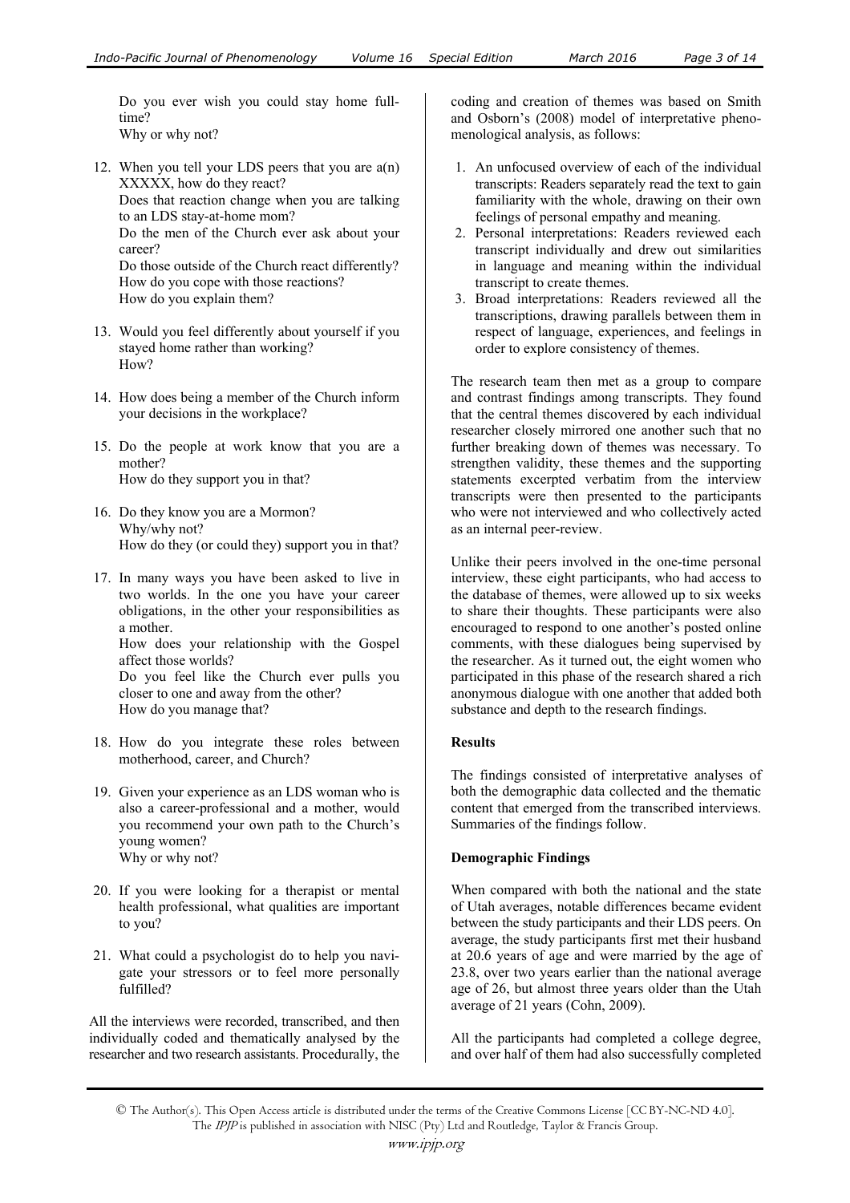Do you ever wish you could stay home full-time?
Why or why not?

12. When you tell your LDS peers that you are a(n) XXXXX, how do they react?
Does that reaction change when you are talking to an LDS stay-at-home mom?
Do the men of the Church ever ask about your career?
Do those outside of the Church react differently?
How do you cope with those reactions?
How do you explain them?

13. Would you feel differently about yourself if you stayed home rather than working?
How?

14. How does being a member of the Church inform your decisions in the workplace?

15. Do the people at work know that you are a mother?
How do they support you in that?

16. Do they know you are a Mormon?
Why/why not?
How do they (or could they) support you in that?

17. In many ways you have been asked to live in two worlds. In the one you have your career obligations, in the other your responsibilities as a mother.
How does your relationship with the Gospel affect those worlds?
Do you feel like the Church ever pulls you closer to one and away from the other?
How do you manage that?

18. How do you integrate these roles between motherhood, career, and Church?

19. Given your experience as an LDS woman who is also a career-professional and a mother, would you recommend your own path to the Church's young women?
Why or why not?

20. If you were looking for a therapist or mental health professional, what qualities are important to you?

21. What could a psychologist do to help you navigate your stressors or to feel more personally fulfilled?

All the interviews were recorded, transcribed, and then individually coded and thematically analysed by the researcher and two research assistants. Procedurally, the coding and creation of themes was based on Smith and Osborn's (2008) model of interpretative phenomenological analysis, as follows:

1. An unfocused overview of each of the individual transcripts: Readers separately read the text to gain familiarity with the whole, drawing on their own feelings of personal empathy and meaning.
2. Personal interpretations: Readers reviewed each transcript individually and drew out similarities in language and meaning within the individual transcript to create themes.
3. Broad interpretations: Readers reviewed all the transcriptions, drawing parallels between them in respect of language, experiences, and feelings in order to explore consistency of themes.

The research team then met as a group to compare and contrast findings among transcripts. They found that the central themes discovered by each individual researcher closely mirrored one another such that no further breaking down of themes was necessary. To strengthen validity, these themes and the supporting statements excerpted verbatim from the interview transcripts were then presented to the participants who were not interviewed and who collectively acted as an internal peer-review.

Unlike their peers involved in the one-time personal interview, these eight participants, who had access to the database of themes, were allowed up to six weeks to share their thoughts. These participants were also encouraged to respond to one another's posted online comments, with these dialogues being supervised by the researcher. As it turned out, the eight women who participated in this phase of the research shared a rich anonymous dialogue with one another that added both substance and depth to the research findings.

## Results

The findings consisted of interpretative analyses of both the demographic data collected and the thematic content that emerged from the transcribed interviews. Summaries of the findings follow.

### Demographic Findings

When compared with both the national and the state of Utah averages, notable differences became evident between the study participants and their LDS peers. On average, the study participants first met their husband at 20.6 years of age and were married by the age of 23.8, over two years earlier than the national average age of 26, but almost three years older than the Utah average of 21 years (Cohn, 2009).

All the participants had completed a college degree, and over half of them had also successfully completed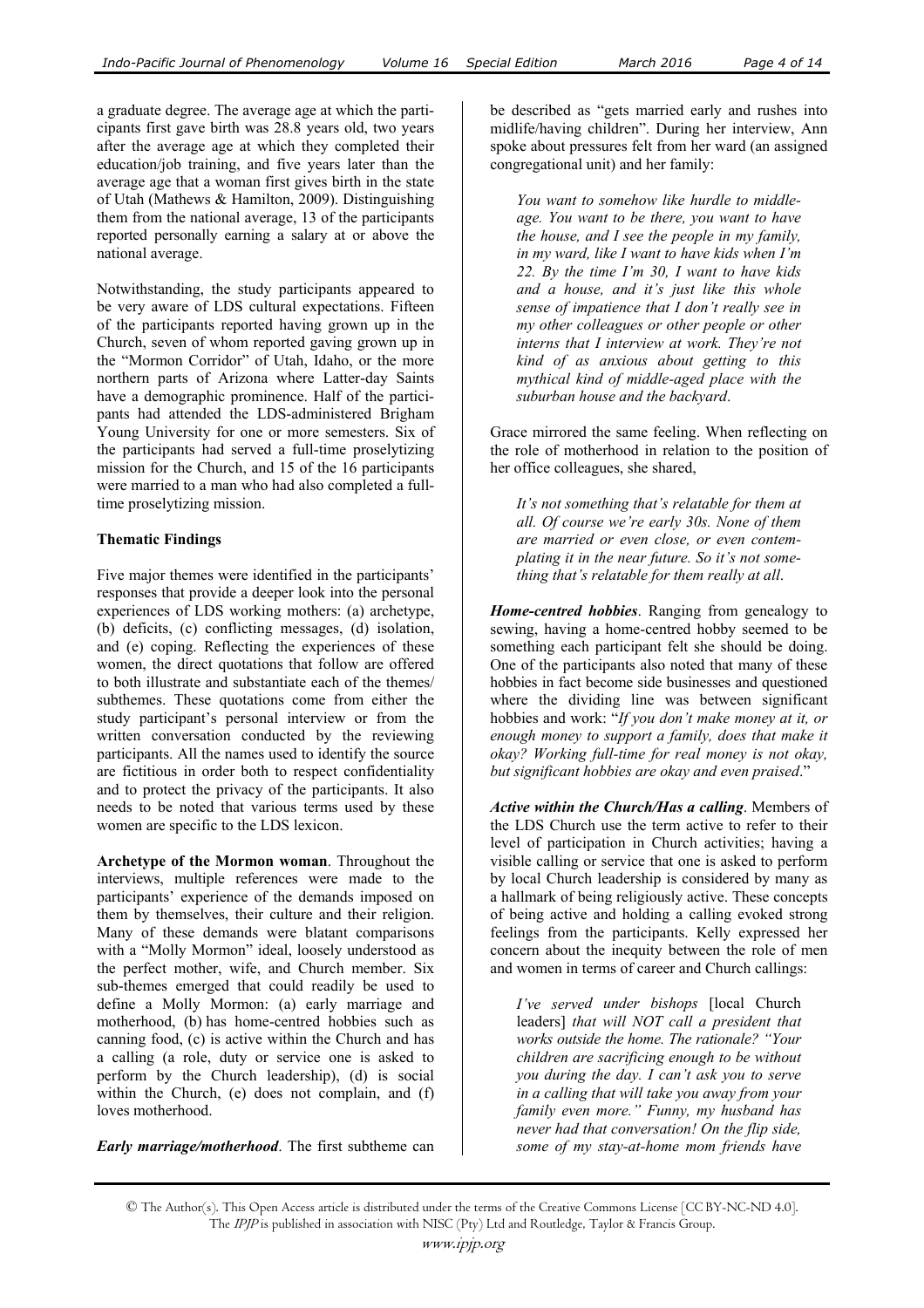a graduate degree. The average age at which the participants first gave birth was 28.8 years old, two years after the average age at which they completed their education/job training, and five years later than the average age that a woman first gives birth in the state of Utah (Mathews & Hamilton, 2009). Distinguishing them from the national average, 13 of the participants reported personally earning a salary at or above the national average.

Notwithstanding, the study participants appeared to be very aware of LDS cultural expectations. Fifteen of the participants reported having grown up in the Church, seven of whom reported gaving grown up in the "Mormon Corridor" of Utah, Idaho, or the more northern parts of Arizona where Latter-day Saints have a demographic prominence. Half of the participants had attended the LDS-administered Brigham Young University for one or more semesters. Six of the participants had served a full-time proselytizing mission for the Church, and 15 of the 16 participants were married to a man who had also completed a full-time proselytizing mission.

**Thematic Findings**

Five major themes were identified in the participants' responses that provide a deeper look into the personal experiences of LDS working mothers: (a) archetype, (b) deficits, (c) conflicting messages, (d) isolation, and (e) coping. Reflecting the experiences of these women, the direct quotations that follow are offered to both illustrate and substantiate each of the themes/subthemes. These quotations come from either the study participant's personal interview or from the written conversation conducted by the reviewing participants. All the names used to identify the source are fictitious in order both to respect confidentiality and to protect the privacy of the participants. It also needs to be noted that various terms used by these women are specific to the LDS lexicon.

**Archetype of the Mormon woman**. Throughout the interviews, multiple references were made to the participants' experience of the demands imposed on them by themselves, their culture and their religion. Many of these demands were blatant comparisons with a "Molly Mormon" ideal, loosely understood as the perfect mother, wife, and Church member. Six sub-themes emerged that could readily be used to define a Molly Mormon: (a) early marriage and motherhood, (b) has home-centred hobbies such as canning food, (c) is active within the Church and has a calling (a role, duty or service one is asked to perform by the Church leadership), (d) is social within the Church, (e) does not complain, and (f) loves motherhood.

***Early marriage/motherhood***. The first subtheme can be described as "gets married early and rushes into midlife/having children". During her interview, Ann spoke about pressures felt from her ward (an assigned congregational unit) and her family:

> *You want to somehow like hurdle to middle-age. You want to be there, you want to have the house, and I see the people in my family, in my ward, like I want to have kids when I'm 22. By the time I'm 30, I want to have kids and a house, and it's just like this whole sense of impatience that I don't really see in my other colleagues or other people or other interns that I interview at work. They're not kind of as anxious about getting to this mythical kind of middle-aged place with the suburban house and the backyard*.

Grace mirrored the same feeling. When reflecting on the role of motherhood in relation to the position of her office colleagues, she shared,

> *It's not something that's relatable for them at all. Of course we're early 30s. None of them are married or even close, or even contemplating it in the near future. So it's not something that's relatable for them really at all*.

***Home-centred hobbies***. Ranging from genealogy to sewing, having a home-centred hobby seemed to be something each participant felt she should be doing. One of the participants also noted that many of these hobbies in fact become side businesses and questioned where the dividing line was between significant hobbies and work: "*If you don't make money at it, or enough money to support a family, does that make it okay? Working full-time for real money is not okay, but significant hobbies are okay and even praised*."

***Active within the Church/Has a calling***. Members of the LDS Church use the term active to refer to their level of participation in Church activities; having a visible calling or service that one is asked to perform by local Church leadership is considered by many as a hallmark of being religiously active. These concepts of being active and holding a calling evoked strong feelings from the participants. Kelly expressed her concern about the inequity between the role of men and women in terms of career and Church callings:

> *I've served under bishops* [local Church leaders] *that will NOT call a president that works outside the home. The rationale? "Your children are sacrificing enough to be without you during the day. I can't ask you to serve in a calling that will take you away from your family even more." Funny, my husband has never had that conversation! On the flip side, some of my stay-at-home mom friends have*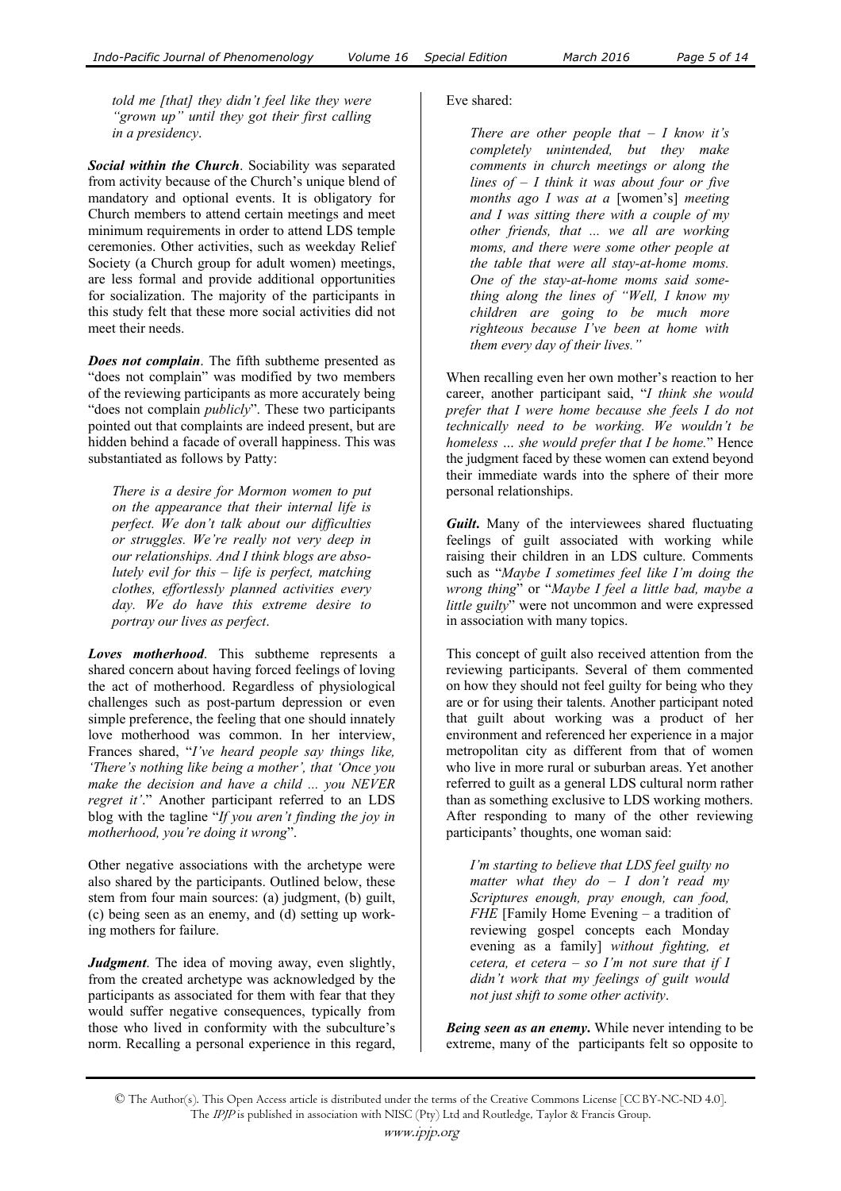*told me [that] they didn't feel like they were "grown up" until they got their first calling in a presidency*.

***Social within the Church***. Sociability was separated from activity because of the Church's unique blend of mandatory and optional events. It is obligatory for Church members to attend certain meetings and meet minimum requirements in order to attend LDS temple ceremonies. Other activities, such as weekday Relief Society (a Church group for adult women) meetings, are less formal and provide additional opportunities for socialization. The majority of the participants in this study felt that these more social activities did not meet their needs.

***Does not complain***. The fifth subtheme presented as "does not complain" was modified by two members of the reviewing participants as more accurately being "does not complain *publicly*". These two participants pointed out that complaints are indeed present, but are hidden behind a facade of overall happiness. This was substantiated as follows by Patty:

> *There is a desire for Mormon women to put on the appearance that their internal life is perfect. We don't talk about our difficulties or struggles. We're really not very deep in our relationships. And I think blogs are absolutely evil for this – life is perfect, matching clothes, effortlessly planned activities every day. We do have this extreme desire to portray our lives as perfect*.

***Loves motherhood***. This subtheme represents a shared concern about having forced feelings of loving the act of motherhood. Regardless of physiological challenges such as post-partum depression or even simple preference, the feeling that one should innately love motherhood was common. In her interview, Frances shared, "*I've heard people say things like, 'There's nothing like being a mother', that 'Once you make the decision and have a child ... you NEVER regret it'*." Another participant referred to an LDS blog with the tagline "*If you aren't finding the joy in motherhood, you're doing it wrong*".

Other negative associations with the archetype were also shared by the participants. Outlined below, these stem from four main sources: (a) judgment, (b) guilt, (c) being seen as an enemy, and (d) setting up working mothers for failure.

***Judgment***. The idea of moving away, even slightly, from the created archetype was acknowledged by the participants as associated for them with fear that they would suffer negative consequences, typically from those who lived in conformity with the subculture's norm. Recalling a personal experience in this regard, Eve shared:

> *There are other people that – I know it's completely unintended, but they make comments in church meetings or along the lines of – I think it was about four or five months ago I was at a* [women's] *meeting and I was sitting there with a couple of my other friends, that ... we all are working moms, and there were some other people at the table that were all stay-at-home moms. One of the stay-at-home moms said something along the lines of "Well, I know my children are going to be much more righteous because I've been at home with them every day of their lives."*

When recalling even her own mother's reaction to her career, another participant said, "*I think she would prefer that I were home because she feels I do not technically need to be working. We wouldn't be homeless ... she would prefer that I be home.*" Hence the judgment faced by these women can extend beyond their immediate wards into the sphere of their more personal relationships.

***Guilt***. Many of the interviewees shared fluctuating feelings of guilt associated with working while raising their children in an LDS culture. Comments such as "*Maybe I sometimes feel like I'm doing the wrong thing*" or "*Maybe I feel a little bad, maybe a little guilty*" were not uncommon and were expressed in association with many topics.

This concept of guilt also received attention from the reviewing participants. Several of them commented on how they should not feel guilty for being who they are or for using their talents. Another participant noted that guilt about working was a product of her environment and referenced her experience in a major metropolitan city as different from that of women who live in more rural or suburban areas. Yet another referred to guilt as a general LDS cultural norm rather than as something exclusive to LDS working mothers. After responding to many of the other reviewing participants' thoughts, one woman said:

> *I'm starting to believe that LDS feel guilty no matter what they do – I don't read my Scriptures enough, pray enough, can food, FHE* [Family Home Evening – a tradition of reviewing gospel concepts each Monday evening as a family] *without fighting, et cetera, et cetera – so I'm not sure that if I didn't work that my feelings of guilt would not just shift to some other activity*.

***Being seen as an enemy***. While never intending to be extreme, many of the participants felt so opposite to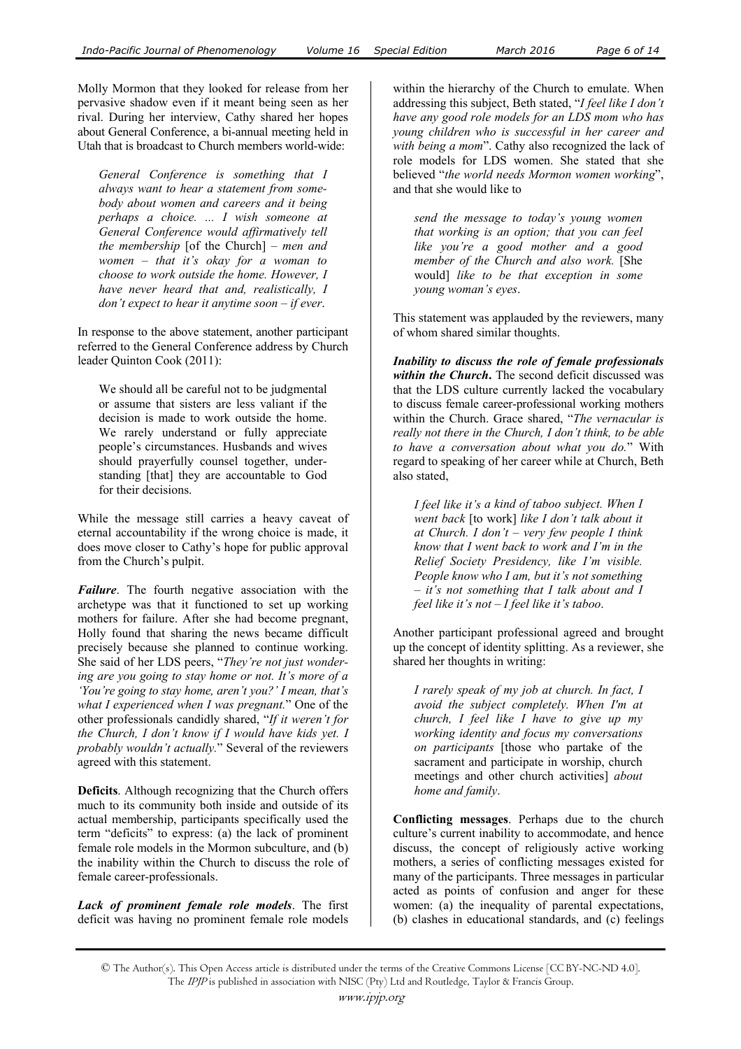Molly Mormon that they looked for release from her pervasive shadow even if it meant being seen as her rival. During her interview, Cathy shared her hopes about General Conference, a bi-annual meeting held in Utah that is broadcast to Church members world-wide:

> *General Conference is something that I always want to hear a statement from somebody about women and careers and it being perhaps a choice. ... I wish someone at General Conference would affirmatively tell the membership* [of the Church] – *men and women – that it's okay for a woman to choose to work outside the home. However, I have never heard that and, realistically, I don't expect to hear it anytime soon – if ever*.

In response to the above statement, another participant referred to the General Conference address by Church leader Quinton Cook (2011):

> We should all be careful not to be judgmental or assume that sisters are less valiant if the decision is made to work outside the home. We rarely understand or fully appreciate people's circumstances. Husbands and wives should prayerfully counsel together, understanding [that] they are accountable to God for their decisions.

While the message still carries a heavy caveat of eternal accountability if the wrong choice is made, it does move closer to Cathy's hope for public approval from the Church's pulpit.

***Failure***. The fourth negative association with the archetype was that it functioned to set up working mothers for failure. After she had become pregnant, Holly found that sharing the news became difficult precisely because she planned to continue working. She said of her LDS peers, "*They're not just wondering are you going to stay home or not. It's more of a 'You're going to stay home, aren't you?' I mean, that's what I experienced when I was pregnant.*" One of the other professionals candidly shared, "*If it weren't for the Church, I don't know if I would have kids yet. I probably wouldn't actually.*" Several of the reviewers agreed with this statement.

**Deficits**. Although recognizing that the Church offers much to its community both inside and outside of its actual membership, participants specifically used the term "deficits" to express: (a) the lack of prominent female role models in the Mormon subculture, and (b) the inability within the Church to discuss the role of female career-professionals.

***Lack of prominent female role models***. The first deficit was having no prominent female role models within the hierarchy of the Church to emulate. When addressing this subject, Beth stated, "*I feel like I don't have any good role models for an LDS mom who has young children who is successful in her career and with being a mom*". Cathy also recognized the lack of role models for LDS women. She stated that she believed "*the world needs Mormon women working*", and that she would like to

> *send the message to today's young women that working is an option; that you can feel like you're a good mother and a good member of the Church and also work.* [She would] *like to be that exception in some young woman's eyes*.

This statement was applauded by the reviewers, many of whom shared similar thoughts.

***Inability to discuss the role of female professionals within the Church***. The second deficit discussed was that the LDS culture currently lacked the vocabulary to discuss female career-professional working mothers within the Church. Grace shared, "*The vernacular is really not there in the Church, I don't think, to be able to have a conversation about what you do.*" With regard to speaking of her career while at Church, Beth also stated,

> *I feel like it's a kind of taboo subject. When I went back* [to work] *like I don't talk about it at Church. I don't – very few people I think know that I went back to work and I'm in the Relief Society Presidency, like I'm visible. People know who I am, but it's not something – it's not something that I talk about and I feel like it's not – I feel like it's taboo*.

Another participant professional agreed and brought up the concept of identity splitting. As a reviewer, she shared her thoughts in writing:

> *I rarely speak of my job at church. In fact, I avoid the subject completely. When I'm at church, I feel like I have to give up my working identity and focus my conversations on participants* [those who partake of the sacrament and participate in worship, church meetings and other church activities] *about home and family*.

**Conflicting messages**. Perhaps due to the church culture's current inability to accommodate, and hence discuss, the concept of religiously active working mothers, a series of conflicting messages existed for many of the participants. Three messages in particular acted as points of confusion and anger for these women: (a) the inequality of parental expectations, (b) clashes in educational standards, and (c) feelings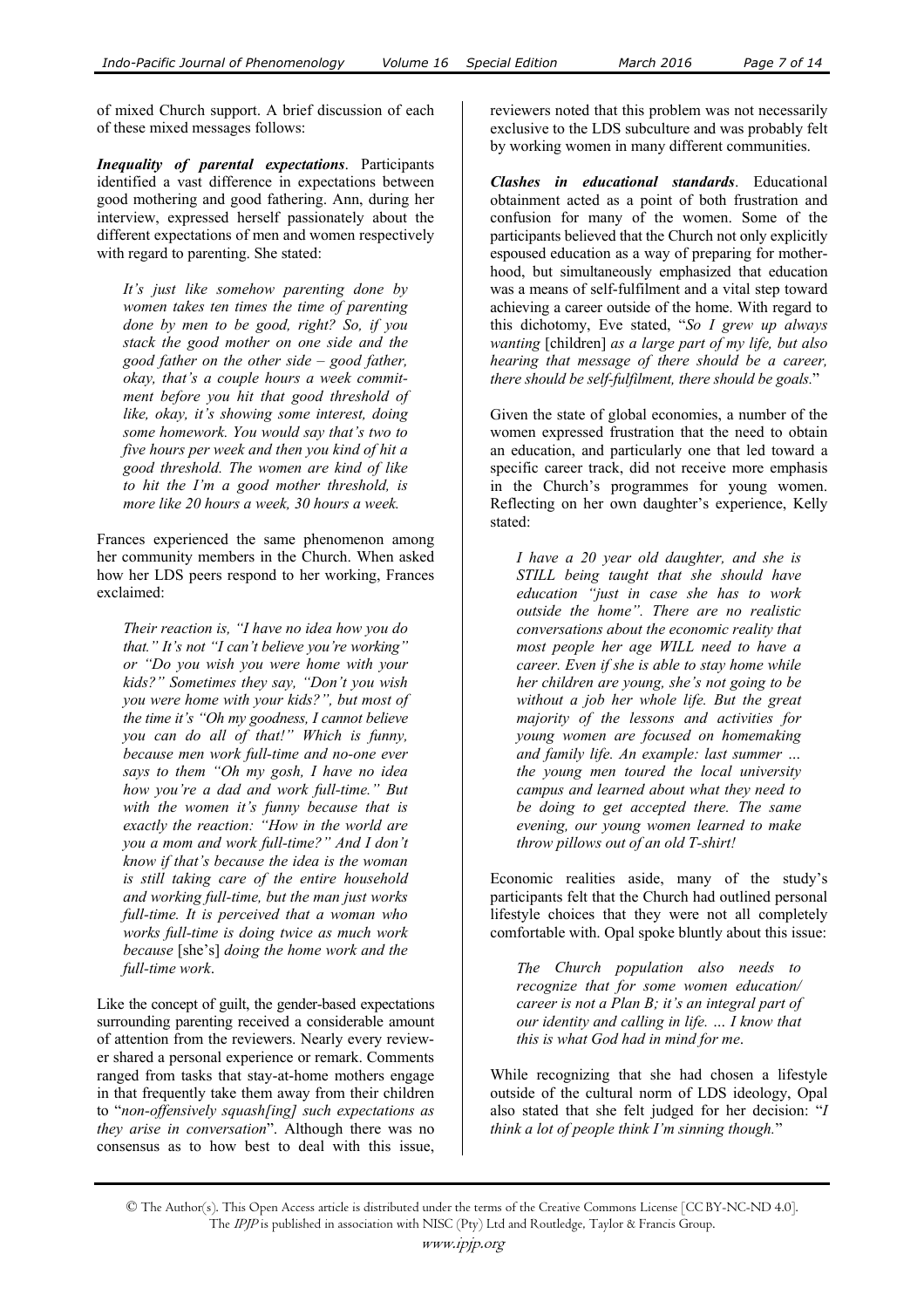of mixed Church support. A brief discussion of each of these mixed messages follows:

***Inequality of parental expectations***. Participants identified a vast difference in expectations between good mothering and good fathering. Ann, during her interview, expressed herself passionately about the different expectations of men and women respectively with regard to parenting. She stated:

> *It's just like somehow parenting done by women takes ten times the time of parenting done by men to be good, right? So, if you stack the good mother on one side and the good father on the other side – good father, okay, that's a couple hours a week commitment before you hit that good threshold of like, okay, it's showing some interest, doing some homework. You would say that's two to five hours per week and then you kind of hit a good threshold. The women are kind of like to hit the I'm a good mother threshold, is more like 20 hours a week, 30 hours a week.*

Frances experienced the same phenomenon among her community members in the Church. When asked how her LDS peers respond to her working, Frances exclaimed:

> *Their reaction is, "I have no idea how you do that." It's not "I can't believe you're working" or "Do you wish you were home with your kids?" Sometimes they say, "Don't you wish you were home with your kids?", but most of the time it's "Oh my goodness, I cannot believe you can do all of that!" Which is funny, because men work full-time and no-one ever says to them "Oh my gosh, I have no idea how you're a dad and work full-time." But with the women it's funny because that is exactly the reaction: "How in the world are you a mom and work full-time?" And I don't know if that's because the idea is the woman is still taking care of the entire household and working full-time, but the man just works full-time. It is perceived that a woman who works full-time is doing twice as much work because* [she's] *doing the home work and the full-time work*.

Like the concept of guilt, the gender-based expectations surrounding parenting received a considerable amount of attention from the reviewers. Nearly every reviewer shared a personal experience or remark. Comments ranged from tasks that stay-at-home mothers engage in that frequently take them away from their children to "*non-offensively squash[ing] such expectations as they arise in conversation*". Although there was no consensus as to how best to deal with this issue, reviewers noted that this problem was not necessarily exclusive to the LDS subculture and was probably felt by working women in many different communities.

***Clashes in educational standards***. Educational obtainment acted as a point of both frustration and confusion for many of the women. Some of the participants believed that the Church not only explicitly espoused education as a way of preparing for motherhood, but simultaneously emphasized that education was a means of self-fulfilment and a vital step toward achieving a career outside of the home. With regard to this dichotomy, Eve stated, "*So I grew up always wanting* [children] *as a large part of my life, but also hearing that message of there should be a career, there should be self-fulfilment, there should be goals.*"

Given the state of global economies, a number of the women expressed frustration that the need to obtain an education, and particularly one that led toward a specific career track, did not receive more emphasis in the Church's programmes for young women. Reflecting on her own daughter's experience, Kelly stated:

> *I have a 20 year old daughter, and she is STILL being taught that she should have education "just in case she has to work outside the home". There are no realistic conversations about the economic reality that most people her age WILL need to have a career. Even if she is able to stay home while her children are young, she's not going to be without a job her whole life. But the great majority of the lessons and activities for young women are focused on homemaking and family life. An example: last summer … the young men toured the local university campus and learned about what they need to be doing to get accepted there. The same evening, our young women learned to make throw pillows out of an old T-shirt!*

Economic realities aside, many of the study's participants felt that the Church had outlined personal lifestyle choices that they were not all completely comfortable with. Opal spoke bluntly about this issue:

> *The Church population also needs to recognize that for some women education/career is not a Plan B; it's an integral part of our identity and calling in life. … I know that this is what God had in mind for me*.

While recognizing that she had chosen a lifestyle outside of the cultural norm of LDS ideology, Opal also stated that she felt judged for her decision: "*I think a lot of people think I'm sinning though.*"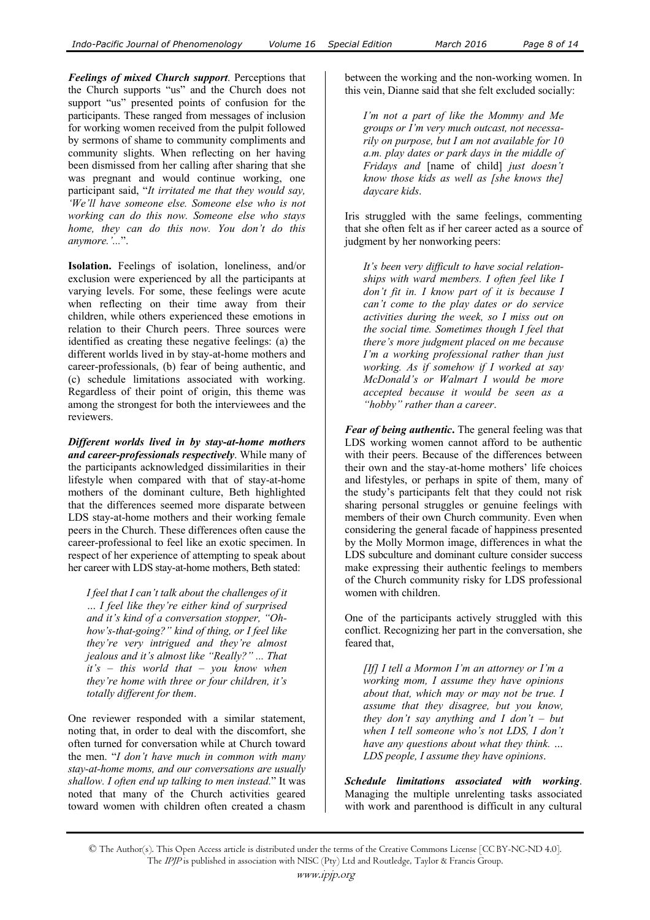***Feelings of mixed Church support***. Perceptions that the Church supports "us" and the Church does not support "us" presented points of confusion for the participants. These ranged from messages of inclusion for working women received from the pulpit followed by sermons of shame to community compliments and community slights. When reflecting on her having been dismissed from her calling after sharing that she was pregnant and would continue working, one participant said, "*It irritated me that they would say, 'We'll have someone else. Someone else who is not working can do this now. Someone else who stays home, they can do this now. You don't do this anymore.'...*".

**Isolation.** Feelings of isolation, loneliness, and/or exclusion were experienced by all the participants at varying levels. For some, these feelings were acute when reflecting on their time away from their children, while others experienced these emotions in relation to their Church peers. Three sources were identified as creating these negative feelings: (a) the different worlds lived in by stay-at-home mothers and career-professionals, (b) fear of being authentic, and (c) schedule limitations associated with working. Regardless of their point of origin, this theme was among the strongest for both the interviewees and the reviewers.

***Different worlds lived in by stay-at-home mothers and career-professionals respectively***. While many of the participants acknowledged dissimilarities in their lifestyle when compared with that of stay-at-home mothers of the dominant culture, Beth highlighted that the differences seemed more disparate between LDS stay-at-home mothers and their working female peers in the Church. These differences often cause the career-professional to feel like an exotic specimen. In respect of her experience of attempting to speak about her career with LDS stay-at-home mothers, Beth stated:

> *I feel that I can't talk about the challenges of it … I feel like they're either kind of surprised and it's kind of a conversation stopper, "Oh-how's-that-going?" kind of thing, or I feel like they're very intrigued and they're almost jealous and it's almost like "Really?" ... That it's – this world that – you know when they're home with three or four children, it's totally different for them*.

One reviewer responded with a similar statement, noting that, in order to deal with the discomfort, she often turned for conversation while at Church toward the men. "*I don't have much in common with many stay-at-home moms, and our conversations are usually shallow. I often end up talking to men instead.*" It was noted that many of the Church activities geared toward women with children often created a chasm between the working and the non-working women. In this vein, Dianne said that she felt excluded socially:

> *I'm not a part of like the Mommy and Me groups or I'm very much outcast, not necessarily on purpose, but I am not available for 10 a.m. play dates or park days in the middle of Fridays and* [name of child] *just doesn't know those kids as well as [she knows the] daycare kids*.

Iris struggled with the same feelings, commenting that she often felt as if her career acted as a source of judgment by her nonworking peers:

> *It's been very difficult to have social relationships with ward members. I often feel like I don't fit in. I know part of it is because I can't come to the play dates or do service activities during the week, so I miss out on the social time. Sometimes though I feel that there's more judgment placed on me because I'm a working professional rather than just working. As if somehow if I worked at say McDonald's or Walmart I would be more accepted because it would be seen as a "hobby" rather than a career*.

***Fear of being authentic***. The general feeling was that LDS working women cannot afford to be authentic with their peers. Because of the differences between their own and the stay-at-home mothers' life choices and lifestyles, or perhaps in spite of them, many of the study's participants felt that they could not risk sharing personal struggles or genuine feelings with members of their own Church community. Even when considering the general facade of happiness presented by the Molly Mormon image, differences in what the LDS subculture and dominant culture consider success make expressing their authentic feelings to members of the Church community risky for LDS professional women with children.

One of the participants actively struggled with this conflict. Recognizing her part in the conversation, she feared that,

> *[If] I tell a Mormon I'm an attorney or I'm a working mom, I assume they have opinions about that, which may or may not be true. I assume that they disagree, but you know, they don't say anything and I don't – but when I tell someone who's not LDS, I don't have any questions about what they think. … LDS people, I assume they have opinions*.

***Schedule limitations associated with working***. Managing the multiple unrelenting tasks associated with work and parenthood is difficult in any cultural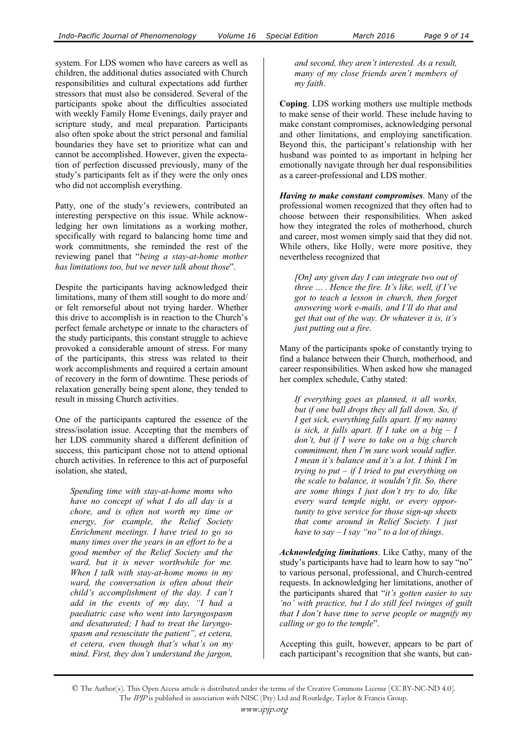system. For LDS women who have careers as well as children, the additional duties associated with Church responsibilities and cultural expectations add further stressors that must also be considered. Several of the participants spoke about the difficulties associated with weekly Family Home Evenings, daily prayer and scripture study, and meal preparation. Participants also often spoke about the strict personal and familial boundaries they have set to prioritize what can and cannot be accomplished. However, given the expectation of perfection discussed previously, many of the study's participants felt as if they were the only ones who did not accomplish everything.

Patty, one of the study's reviewers, contributed an interesting perspective on this issue. While acknowledging her own limitations as a working mother, specifically with regard to balancing home time and work commitments, she reminded the rest of the reviewing panel that "*being a stay-at-home mother has limitations too, but we never talk about those*".

Despite the participants having acknowledged their limitations, many of them still sought to do more and/ or felt remorseful about not trying harder. Whether this drive to accomplish is in reaction to the Church's perfect female archetype or innate to the characters of the study participants, this constant struggle to achieve provoked a considerable amount of stress. For many of the participants, this stress was related to their work accomplishments and required a certain amount of recovery in the form of downtime. These periods of relaxation generally being spent alone, they tended to result in missing Church activities.

One of the participants captured the essence of the stress/isolation issue. Accepting that the members of her LDS community shared a different definition of success, this participant chose not to attend optional church activities. In reference to this act of purposeful isolation, she stated,

> *Spending time with stay-at-home moms who have no concept of what I do all day is a chore, and is often not worth my time or energy, for example, the Relief Society Enrichment meetings. I have tried to go so many times over the years in an effort to be a good member of the Relief Society and the ward, but it is never worthwhile for me. When I talk with stay-at-home moms in my ward, the conversation is often about their child's accomplishment of the day. I can't add in the events of my day, "I had a paediatric case who went into laryngospasm and desaturated; I had to treat the laryngospasm and resuscitate the patient", et cetera, et cetera, even though that's what's on my mind. First, they don't understand the jargon, and second, they aren't interested. As a result, many of my close friends aren't members of my faith*.

**Coping**. LDS working mothers use multiple methods to make sense of their world. These include having to make constant compromises, acknowledging personal and other limitations, and employing sanctification. Beyond this, the participant's relationship with her husband was pointed to as important in helping her emotionally navigate through her dual responsibilities as a career-professional and LDS mother.

***Having to make constant compromises***. Many of the professional women recognized that they often had to choose between their responsibilities. When asked how they integrated the roles of motherhood, church and career, most women simply said that they did not. While others, like Holly, were more positive, they nevertheless recognized that

> *[On] any given day I can integrate two out of three … . Hence the fire. It's like, well, if I've got to teach a lesson in church, then forget answering work e-mails, and I'll do that and get that out of the way. Or whatever it is, it's just putting out a fire*.

Many of the participants spoke of constantly trying to find a balance between their Church, motherhood, and career responsibilities. When asked how she managed her complex schedule, Cathy stated:

> *If everything goes as planned, it all works, but if one ball drops they all fall down. So, if I get sick, everything falls apart. If my nanny is sick, it falls apart. If I take on a big – I don't, but if I were to take on a big church commitment, then I'm sure work would suffer. I mean it's balance and it's a lot. I think I'm trying to put – if I tried to put everything on the scale to balance, it wouldn't fit. So, there are some things I just don't try to do, like every ward temple night, or every opportunity to give service for those sign-up sheets that come around in Relief Society. I just have to say – I say "no" to a lot of things*.

***Acknowledging limitations***. Like Cathy, many of the study's participants have had to learn how to say "no" to various personal, professional, and Church-centred requests. In acknowledging her limitations, another of the participants shared that "*it's gotten easier to say 'no' with practice, but I do still feel twinges of guilt that I don't have time to serve people or magnify my calling or go to the temple*".

Accepting this guilt, however, appears to be part of each participant's recognition that she wants, but can-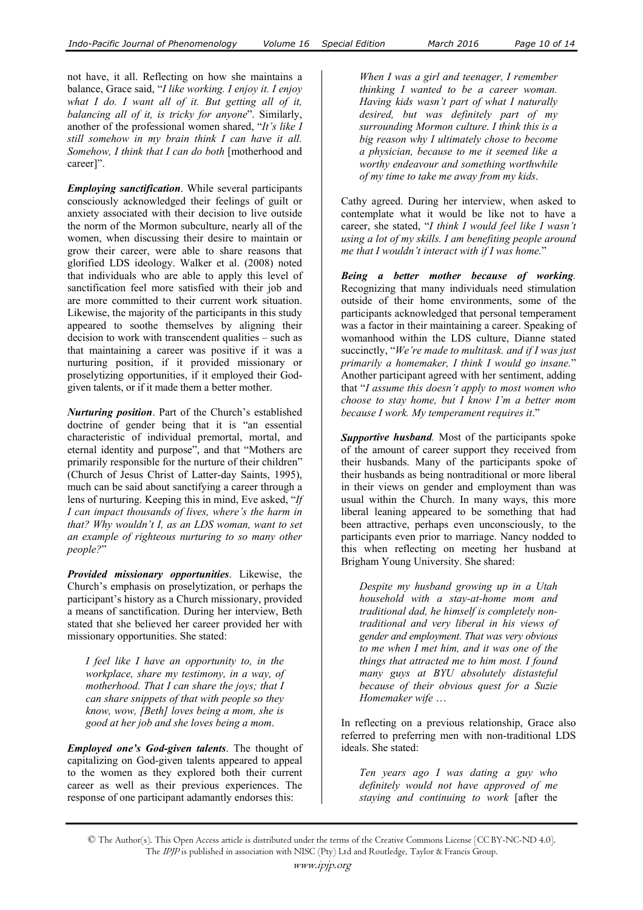not have, it all. Reflecting on how she maintains a balance, Grace said, "*I like working. I enjoy it. I enjoy what I do. I want all of it. But getting all of it, balancing all of it, is tricky for anyone*". Similarly, another of the professional women shared, "*It's like I still somehow in my brain think I can have it all. Somehow, I think that I can do both* [motherhood and career]".

***Employing sanctification***. While several participants consciously acknowledged their feelings of guilt or anxiety associated with their decision to live outside the norm of the Mormon subculture, nearly all of the women, when discussing their desire to maintain or grow their career, were able to share reasons that glorified LDS ideology. Walker et al. (2008) noted that individuals who are able to apply this level of sanctification feel more satisfied with their job and are more committed to their current work situation. Likewise, the majority of the participants in this study appeared to soothe themselves by aligning their decision to work with transcendent qualities – such as that maintaining a career was positive if it was a nurturing position, if it provided missionary or proselytizing opportunities, if it employed their God-given talents, or if it made them a better mother.

***Nurturing position***. Part of the Church's established doctrine of gender being that it is "an essential characteristic of individual premortal, mortal, and eternal identity and purpose", and that "Mothers are primarily responsible for the nurture of their children" (Church of Jesus Christ of Latter-day Saints, 1995), much can be said about sanctifying a career through a lens of nurturing. Keeping this in mind, Eve asked, "*If I can impact thousands of lives, where's the harm in that? Why wouldn't I, as an LDS woman, want to set an example of righteous nurturing to so many other people?*"

***Provided missionary opportunities***. Likewise, the Church's emphasis on proselytization, or perhaps the participant's history as a Church missionary, provided a means of sanctification. During her interview, Beth stated that she believed her career provided her with missionary opportunities. She stated:

> *I feel like I have an opportunity to, in the workplace, share my testimony, in a way, of motherhood. That I can share the joys; that I can share snippets of that with people so they know, wow, [Beth] loves being a mom, she is good at her job and she loves being a mom*.

***Employed one's God-given talents***. The thought of capitalizing on God-given talents appeared to appeal to the women as they explored both their current career as well as their previous experiences. The response of one participant adamantly endorses this:

> *When I was a girl and teenager, I remember thinking I wanted to be a career woman. Having kids wasn't part of what I naturally desired, but was definitely part of my surrounding Mormon culture. I think this is a big reason why I ultimately chose to become a physician, because to me it seemed like a worthy endeavour and something worthwhile of my time to take me away from my kids*.

Cathy agreed. During her interview, when asked to contemplate what it would be like not to have a career, she stated, "*I think I would feel like I wasn't using a lot of my skills. I am benefiting people around me that I wouldn't interact with if I was home.*"

***Being a better mother because of working***. Recognizing that many individuals need stimulation outside of their home environments, some of the participants acknowledged that personal temperament was a factor in their maintaining a career. Speaking of womanhood within the LDS culture, Dianne stated succinctly, "*We're made to multitask. and if I was just primarily a homemaker, I think I would go insane.*" Another participant agreed with her sentiment, adding that "*I assume this doesn't apply to most women who choose to stay home, but I know I'm a better mom because I work. My temperament requires it*."

***Supportive husband***. Most of the participants spoke of the amount of career support they received from their husbands. Many of the participants spoke of their husbands as being nontraditional or more liberal in their views on gender and employment than was usual within the Church. In many ways, this more liberal leaning appeared to be something that had been attractive, perhaps even unconsciously, to the participants even prior to marriage. Nancy nodded to this when reflecting on meeting her husband at Brigham Young University. She shared:

> *Despite my husband growing up in a Utah household with a stay-at-home mom and traditional dad, he himself is completely non-traditional and very liberal in his views of gender and employment. That was very obvious to me when I met him, and it was one of the things that attracted me to him most. I found many guys at BYU absolutely distasteful because of their obvious quest for a Suzie Homemaker wife* …

In reflecting on a previous relationship, Grace also referred to preferring men with non-traditional LDS ideals. She stated:

> *Ten years ago I was dating a guy who definitely would not have approved of me staying and continuing to work* [after the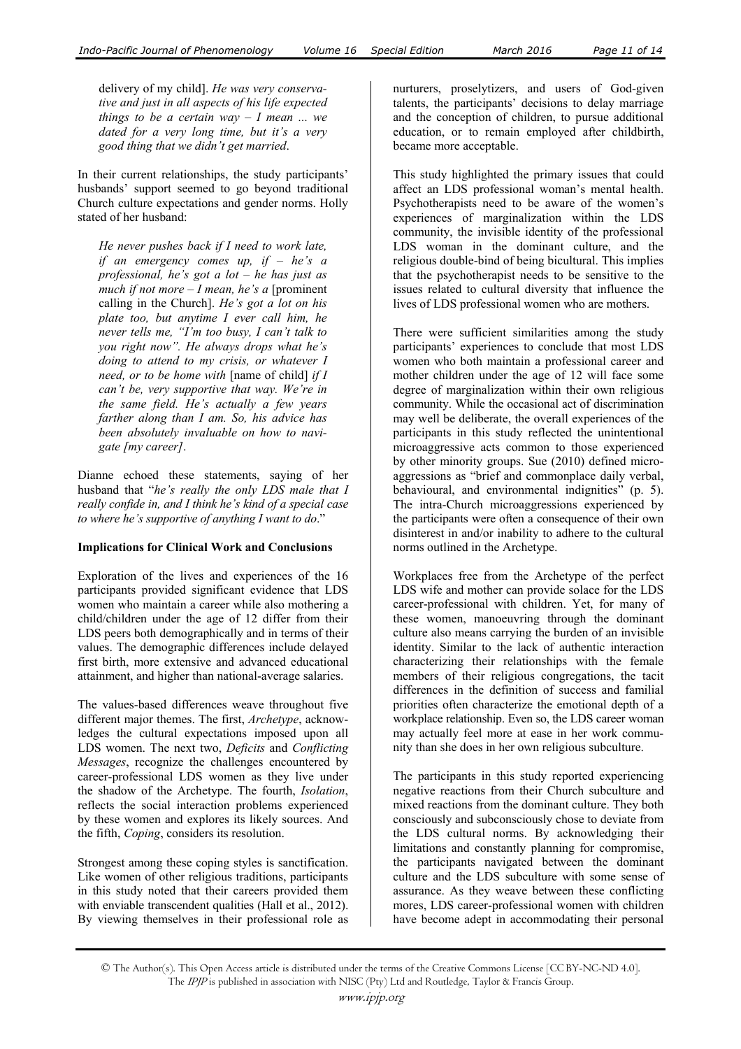delivery of my child]. *He was very conservative and just in all aspects of his life expected things to be a certain way – I mean ... we dated for a very long time, but it's a very good thing that we didn't get married*.

In their current relationships, the study participants' husbands' support seemed to go beyond traditional Church culture expectations and gender norms. Holly stated of her husband:

> *He never pushes back if I need to work late, if an emergency comes up, if – he's a professional, he's got a lot – he has just as much if not more – I mean, he's a* [prominent calling in the Church]. *He's got a lot on his plate too, but anytime I ever call him, he never tells me, "I'm too busy, I can't talk to you right now". He always drops what he's doing to attend to my crisis, or whatever I need, or to be home with* [name of child] *if I can't be, very supportive that way. We're in the same field. He's actually a few years farther along than I am. So, his advice has been absolutely invaluable on how to navigate [my career]*.

Dianne echoed these statements, saying of her husband that "*he's really the only LDS male that I really confide in, and I think he's kind of a special case to where he's supportive of anything I want to do*."

**Implications for Clinical Work and Conclusions**

Exploration of the lives and experiences of the 16 participants provided significant evidence that LDS women who maintain a career while also mothering a child/children under the age of 12 differ from their LDS peers both demographically and in terms of their values. The demographic differences include delayed first birth, more extensive and advanced educational attainment, and higher than national-average salaries.

The values-based differences weave throughout five different major themes. The first, *Archetype*, acknowledges the cultural expectations imposed upon all LDS women. The next two, *Deficits* and *Conflicting Messages*, recognize the challenges encountered by career-professional LDS women as they live under the shadow of the Archetype. The fourth, *Isolation*, reflects the social interaction problems experienced by these women and explores its likely sources. And the fifth, *Coping*, considers its resolution.

Strongest among these coping styles is sanctification. Like women of other religious traditions, participants in this study noted that their careers provided them with enviable transcendent qualities (Hall et al., 2012). By viewing themselves in their professional role as nurturers, proselytizers, and users of God-given talents, the participants' decisions to delay marriage and the conception of children, to pursue additional education, or to remain employed after childbirth, became more acceptable.

This study highlighted the primary issues that could affect an LDS professional woman's mental health. Psychotherapists need to be aware of the women's experiences of marginalization within the LDS community, the invisible identity of the professional LDS woman in the dominant culture, and the religious double-bind of being bicultural. This implies that the psychotherapist needs to be sensitive to the issues related to cultural diversity that influence the lives of LDS professional women who are mothers.

There were sufficient similarities among the study participants' experiences to conclude that most LDS women who both maintain a professional career and mother children under the age of 12 will face some degree of marginalization within their own religious community. While the occasional act of discrimination may well be deliberate, the overall experiences of the participants in this study reflected the unintentional microaggressive acts common to those experienced by other minority groups. Sue (2010) defined microaggressions as "brief and commonplace daily verbal, behavioural, and environmental indignities" (p. 5). The intra-Church microaggressions experienced by the participants were often a consequence of their own disinterest in and/or inability to adhere to the cultural norms outlined in the Archetype.

Workplaces free from the Archetype of the perfect LDS wife and mother can provide solace for the LDS career-professional with children. Yet, for many of these women, manoeuvring through the dominant culture also means carrying the burden of an invisible identity. Similar to the lack of authentic interaction characterizing their relationships with the female members of their religious congregations, the tacit differences in the definition of success and familial priorities often characterize the emotional depth of a workplace relationship. Even so, the LDS career woman may actually feel more at ease in her work community than she does in her own religious subculture.

The participants in this study reported experiencing negative reactions from their Church subculture and mixed reactions from the dominant culture. They both consciously and subconsciously chose to deviate from the LDS cultural norms. By acknowledging their limitations and constantly planning for compromise, the participants navigated between the dominant culture and the LDS subculture with some sense of assurance. As they weave between these conflicting mores, LDS career-professional women with children have become adept in accommodating their personal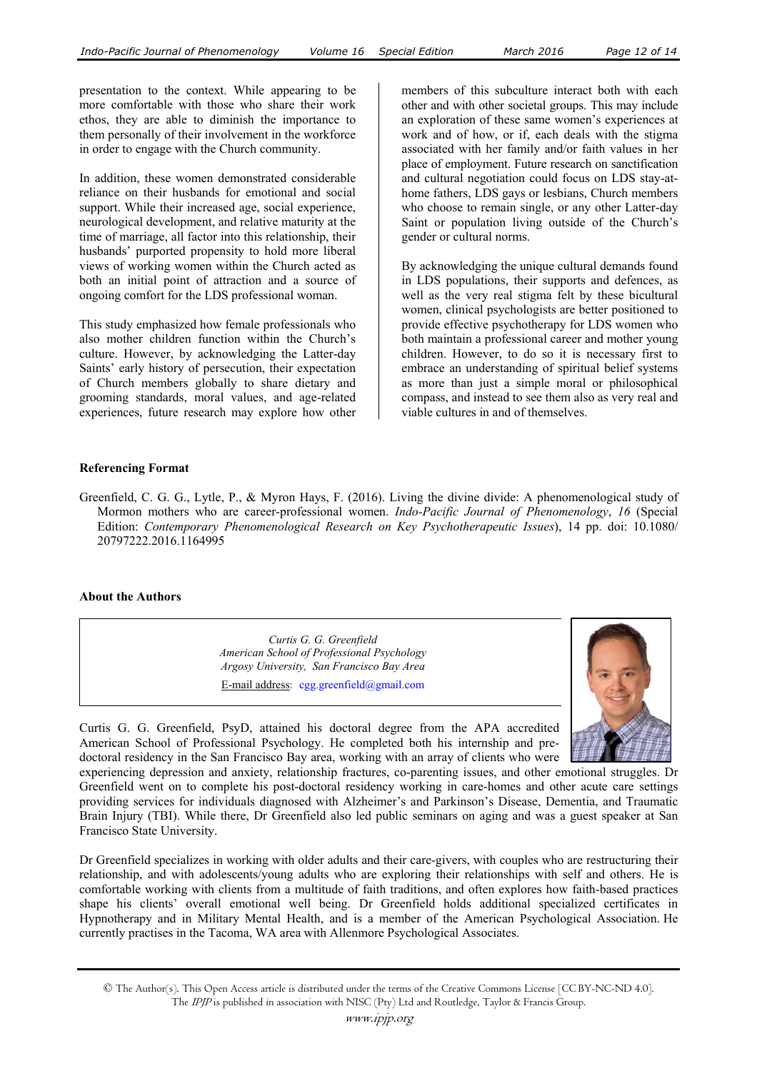presentation to the context. While appearing to be more comfortable with those who share their work ethos, they are able to diminish the importance to them personally of their involvement in the workforce in order to engage with the Church community.

In addition, these women demonstrated considerable reliance on their husbands for emotional and social support. While their increased age, social experience, neurological development, and relative maturity at the time of marriage, all factor into this relationship, their husbands' purported propensity to hold more liberal views of working women within the Church acted as both an initial point of attraction and a source of ongoing comfort for the LDS professional woman.

This study emphasized how female professionals who also mother children function within the Church's culture. However, by acknowledging the Latter-day Saints' early history of persecution, their expectation of Church members globally to share dietary and grooming standards, moral values, and age-related experiences, future research may explore how other members of this subculture interact both with each other and with other societal groups. This may include an exploration of these same women's experiences at work and of how, or if, each deals with the stigma associated with her family and/or faith values in her place of employment. Future research on sanctification and cultural negotiation could focus on LDS stay-at-home fathers, LDS gays or lesbians, Church members who choose to remain single, or any other Latter-day Saint or population living outside of the Church's gender or cultural norms.

By acknowledging the unique cultural demands found in LDS populations, their supports and defences, as well as the very real stigma felt by these bicultural women, clinical psychologists are better positioned to provide effective psychotherapy for LDS women who both maintain a professional career and mother young children. However, to do so it is necessary first to embrace an understanding of spiritual belief systems as more than just a simple moral or philosophical compass, and instead to see them also as very real and viable cultures in and of themselves.

**Referencing Format**

Greenfield, C. G. G., Lytle, P., & Myron Hays, F. (2016). Living the divine divide: A phenomenological study of Mormon mothers who are career-professional women. *Indo-Pacific Journal of Phenomenology*, *16* (Special Edition: *Contemporary Phenomenological Research on Key Psychotherapeutic Issues*), 14 pp. doi: 10.1080/20797222.2016.1164995

**About the Authors**

*Curtis G. G. Greenfield*
*American School of Professional Psychology*
*Argosy University, San Francisco Bay Area*
E-mail address: cgg.greenfield@gmail.com

Curtis G. G. Greenfield, PsyD, attained his doctoral degree from the APA accredited American School of Professional Psychology. He completed both his internship and pre-doctoral residency in the San Francisco Bay area, working with an array of clients who were experiencing depression and anxiety, relationship fractures, co-parenting issues, and other emotional struggles. Dr Greenfield went on to complete his post-doctoral residency working in care-homes and other acute care settings providing services for individuals diagnosed with Alzheimer's and Parkinson's Disease, Dementia, and Traumatic Brain Injury (TBI). While there, Dr Greenfield also led public seminars on aging and was a guest speaker at San Francisco State University.

Dr Greenfield specializes in working with older adults and their care-givers, with couples who are restructuring their relationship, and with adolescents/young adults who are exploring their relationships with self and others. He is comfortable working with clients from a multitude of faith traditions, and often explores how faith-based practices shape his clients' overall emotional well being. Dr Greenfield holds additional specialized certificates in Hypnotherapy and in Military Mental Health, and is a member of the American Psychological Association. He currently practises in the Tacoma, WA area with Allenmore Psychological Associates.

© The Author(s). This Open Access article is distributed under the terms of the Creative Commons License [CC BY-NC-ND 4.0]. The *IPJP* is published in association with NISC (Pty) Ltd and Routledge, Taylor & Francis Group.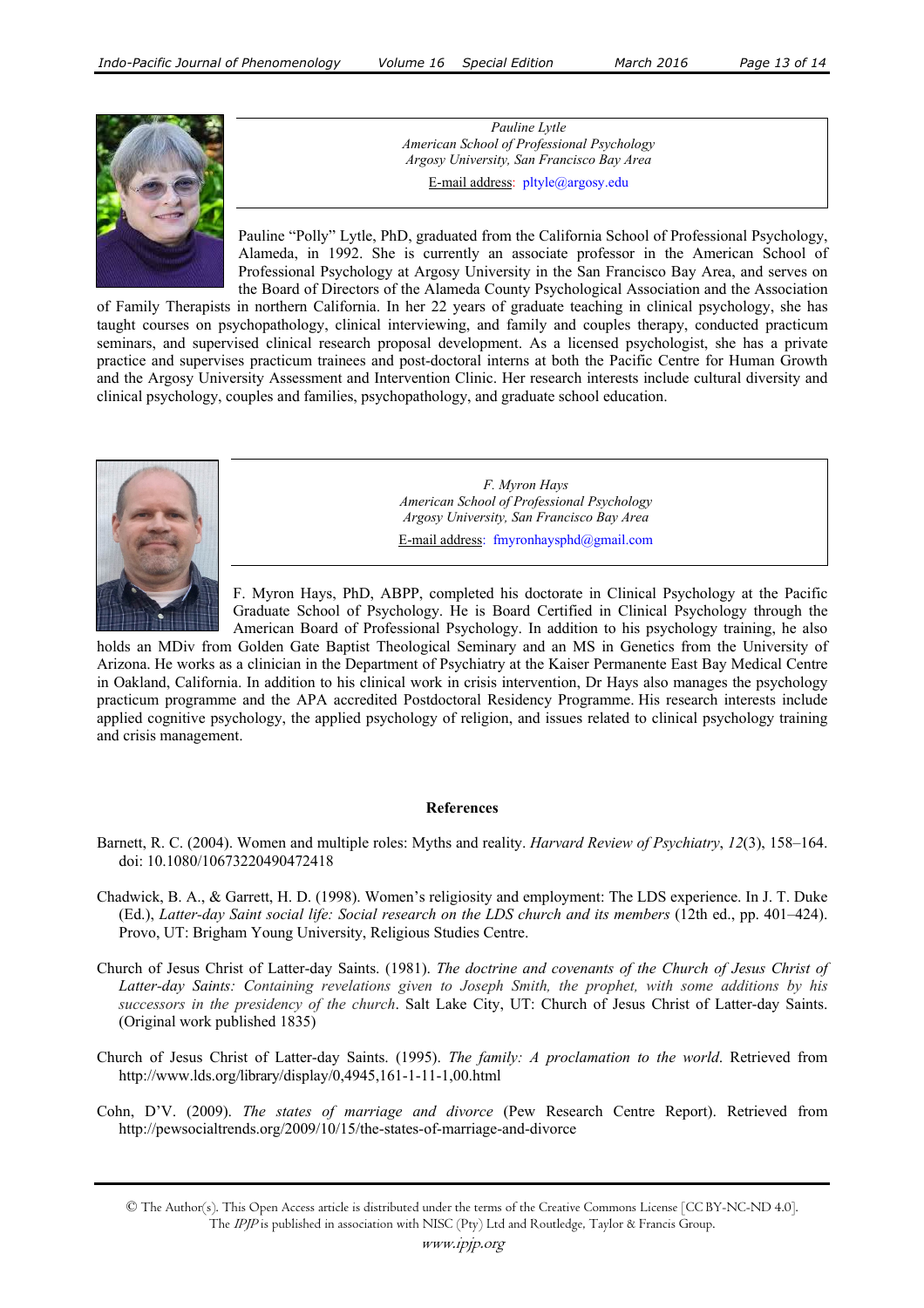*Pauline Lytle*
*American School of Professional Psychology*
*Argosy University, San Francisco Bay Area*

E-mail address: pltyle@argosy.edu

Pauline "Polly" Lytle, PhD, graduated from the California School of Professional Psychology, Alameda, in 1992. She is currently an associate professor in the American School of Professional Psychology at Argosy University in the San Francisco Bay Area, and serves on the Board of Directors of the Alameda County Psychological Association and the Association of Family Therapists in northern California. In her 22 years of graduate teaching in clinical psychology, she has taught courses on psychopathology, clinical interviewing, and family and couples therapy, conducted practicum seminars, and supervised clinical research proposal development. As a licensed psychologist, she has a private practice and supervises practicum trainees and post-doctoral interns at both the Pacific Centre for Human Growth and the Argosy University Assessment and Intervention Clinic. Her research interests include cultural diversity and clinical psychology, couples and families, psychopathology, and graduate school education.

*F. Myron Hays*
*American School of Professional Psychology*
*Argosy University, San Francisco Bay Area*

E-mail address: fmyronhaysphd@gmail.com

F. Myron Hays, PhD, ABPP, completed his doctorate in Clinical Psychology at the Pacific Graduate School of Psychology. He is Board Certified in Clinical Psychology through the American Board of Professional Psychology. In addition to his psychology training, he also holds an MDiv from Golden Gate Baptist Theological Seminary and an MS in Genetics from the University of Arizona. He works as a clinician in the Department of Psychiatry at the Kaiser Permanente East Bay Medical Centre in Oakland, California. In addition to his clinical work in crisis intervention, Dr Hays also manages the psychology practicum programme and the APA accredited Postdoctoral Residency Programme. His research interests include applied cognitive psychology, the applied psychology of religion, and issues related to clinical psychology training and crisis management.

## References

Barnett, R. C. (2004). Women and multiple roles: Myths and reality. *Harvard Review of Psychiatry*, *12*(3), 158–164. doi: 10.1080/10673220490472418

Chadwick, B. A., & Garrett, H. D. (1998). Women's religiosity and employment: The LDS experience. In J. T. Duke (Ed.), *Latter-day Saint social life: Social research on the LDS church and its members* (12th ed., pp. 401–424). Provo, UT: Brigham Young University, Religious Studies Centre.

Church of Jesus Christ of Latter-day Saints. (1981). *The doctrine and covenants of the Church of Jesus Christ of Latter-day Saints: Containing revelations given to Joseph Smith, the prophet, with some additions by his successors in the presidency of the church*. Salt Lake City, UT: Church of Jesus Christ of Latter-day Saints. (Original work published 1835)

Church of Jesus Christ of Latter-day Saints. (1995). *The family: A proclamation to the world*. Retrieved from http://www.lds.org/library/display/0,4945,161-1-11-1,00.html

Cohn, D'V. (2009). *The states of marriage and divorce* (Pew Research Centre Report). Retrieved from http://pewsocialtrends.org/2009/10/15/the-states-of-marriage-and-divorce

© The Author(s). This Open Access article is distributed under the terms of the Creative Commons License [CC BY-NC-ND 4.0]. The *IPJP* is published in association with NISC (Pty) Ltd and Routledge, Taylor & Francis Group.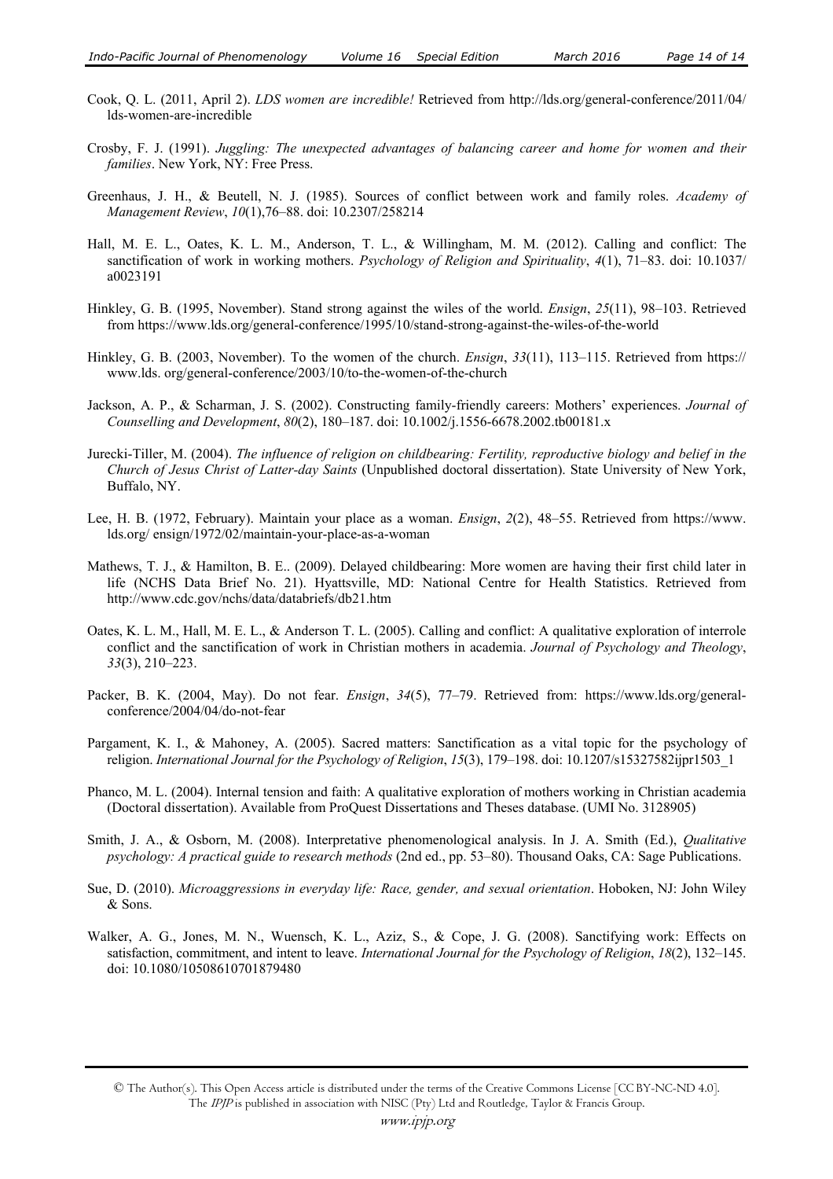Cook, Q. L. (2011, April 2). *LDS women are incredible!* Retrieved from http://lds.org/general-conference/2011/04/lds-women-are-incredible

Crosby, F. J. (1991). *Juggling: The unexpected advantages of balancing career and home for women and their families*. New York, NY: Free Press.

Greenhaus, J. H., & Beutell, N. J. (1985). Sources of conflict between work and family roles. *Academy of Management Review*, *10*(1),76–88. doi: 10.2307/258214

Hall, M. E. L., Oates, K. L. M., Anderson, T. L., & Willingham, M. M. (2012). Calling and conflict: The sanctification of work in working mothers. *Psychology of Religion and Spirituality*, *4*(1), 71–83. doi: 10.1037/a0023191

Hinkley, G. B. (1995, November). Stand strong against the wiles of the world. *Ensign*, *25*(11), 98–103. Retrieved from https://www.lds.org/general-conference/1995/10/stand-strong-against-the-wiles-of-the-world

Hinkley, G. B. (2003, November). To the women of the church. *Ensign*, *33*(11), 113–115. Retrieved from https://www.lds. org/general-conference/2003/10/to-the-women-of-the-church

Jackson, A. P., & Scharman, J. S. (2002). Constructing family-friendly careers: Mothers' experiences. *Journal of Counselling and Development*, *80*(2), 180–187. doi: 10.1002/j.1556-6678.2002.tb00181.x

Jurecki-Tiller, M. (2004). *The influence of religion on childbearing: Fertility, reproductive biology and belief in the Church of Jesus Christ of Latter-day Saints* (Unpublished doctoral dissertation). State University of New York, Buffalo, NY.

Lee, H. B. (1972, February). Maintain your place as a woman. *Ensign*, *2*(2), 48–55. Retrieved from https://www.lds.org/ ensign/1972/02/maintain-your-place-as-a-woman

Mathews, T. J., & Hamilton, B. E.. (2009). Delayed childbearing: More women are having their first child later in life (NCHS Data Brief No. 21). Hyattsville, MD: National Centre for Health Statistics. Retrieved from http://www.cdc.gov/nchs/data/databriefs/db21.htm

Oates, K. L. M., Hall, M. E. L., & Anderson T. L. (2005). Calling and conflict: A qualitative exploration of interrole conflict and the sanctification of work in Christian mothers in academia. *Journal of Psychology and Theology*, *33*(3), 210–223.

Packer, B. K. (2004, May). Do not fear. *Ensign*, *34*(5), 77–79. Retrieved from: https://www.lds.org/general-conference/2004/04/do-not-fear

Pargament, K. I., & Mahoney, A. (2005). Sacred matters: Sanctification as a vital topic for the psychology of religion. *International Journal for the Psychology of Religion*, *15*(3), 179–198. doi: 10.1207/s15327582ijpr1503_1

Phanco, M. L. (2004). Internal tension and faith: A qualitative exploration of mothers working in Christian academia (Doctoral dissertation). Available from ProQuest Dissertations and Theses database. (UMI No. 3128905)

Smith, J. A., & Osborn, M. (2008). Interpretative phenomenological analysis. In J. A. Smith (Ed.), *Qualitative psychology: A practical guide to research methods* (2nd ed., pp. 53–80). Thousand Oaks, CA: Sage Publications.

Sue, D. (2010). *Microaggressions in everyday life: Race, gender, and sexual orientation*. Hoboken, NJ: John Wiley & Sons.

Walker, A. G., Jones, M. N., Wuensch, K. L., Aziz, S., & Cope, J. G. (2008). Sanctifying work: Effects on satisfaction, commitment, and intent to leave. *International Journal for the Psychology of Religion*, *18*(2), 132–145. doi: 10.1080/10508610701879480